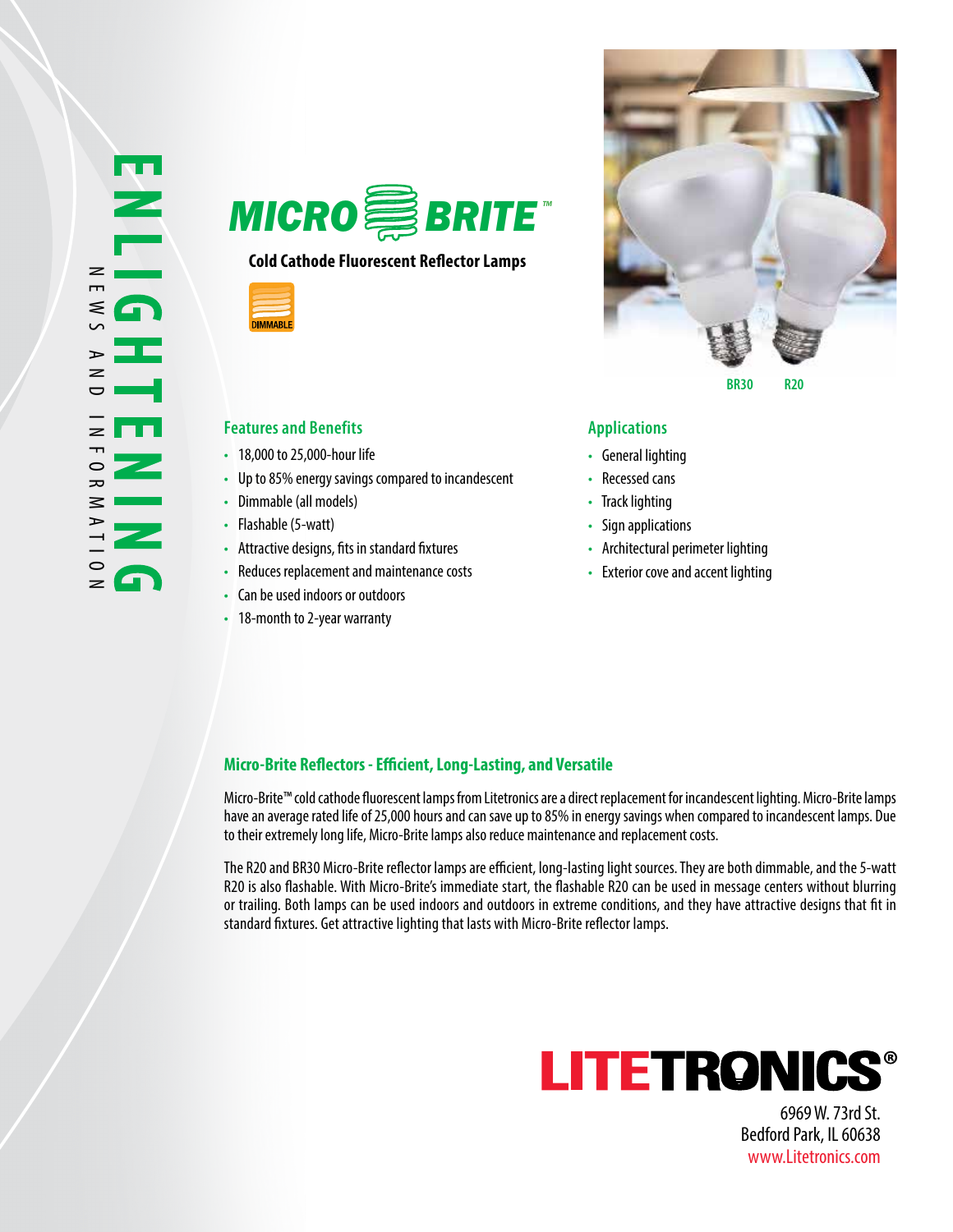ENLIGHTENING

NEWS AND INFORMATION

# MICRO BRITE™

**Cold Cathode Fluorescent Reflector Lamps**

DIMMABLE

BR30 R20

## Features and Benefits

- 18,000 to 25,000-hour life
- Up to 85% energy savings compared to incandescent
- Dimmable (all models)
- Flashable (5-watt)
- Attractive designs, fits in standard fixtures
- Reduces replacement and maintenance costs
- Can be used indoors or outdoors
- 18-month to 2-year warranty

## Applications

- General lighting
- Recessed cans
- Track lighting
- Sign applications
- Architectural perimeter lighting
- Exterior cove and accent lighting

## Micro-Brite Reflectors - Efficient, Long-Lasting, and Versatile

Micro-Brite™ cold cathode fluorescent lamps from Litetronics are a direct replacement for incandescent lighting. Micro-Brite lamps have an average rated life of 25,000 hours and can save up to 85% in energy savings when compared to incandescent lamps. Due to their extremely long life, Micro-Brite lamps also reduce maintenance and replacement costs.

The R20 and BR30 Micro-Brite reflector lamps are efficient, long-lasting light sources. They are both dimmable, and the 5-watt R20 is also flashable. With Micro-Brite's immediate start, the flashable R20 can be used in message centers without blurring or trailing. Both lamps can be used indoors and outdoors in extreme conditions, and they have attractive designs that fit in standard fixtures. Get attractive lighting that lasts with Micro-Brite reflector lamps.

LITETRONICS®

6969 W. 73rd St.
Bedford Park, IL 60638
www.Litetronics.com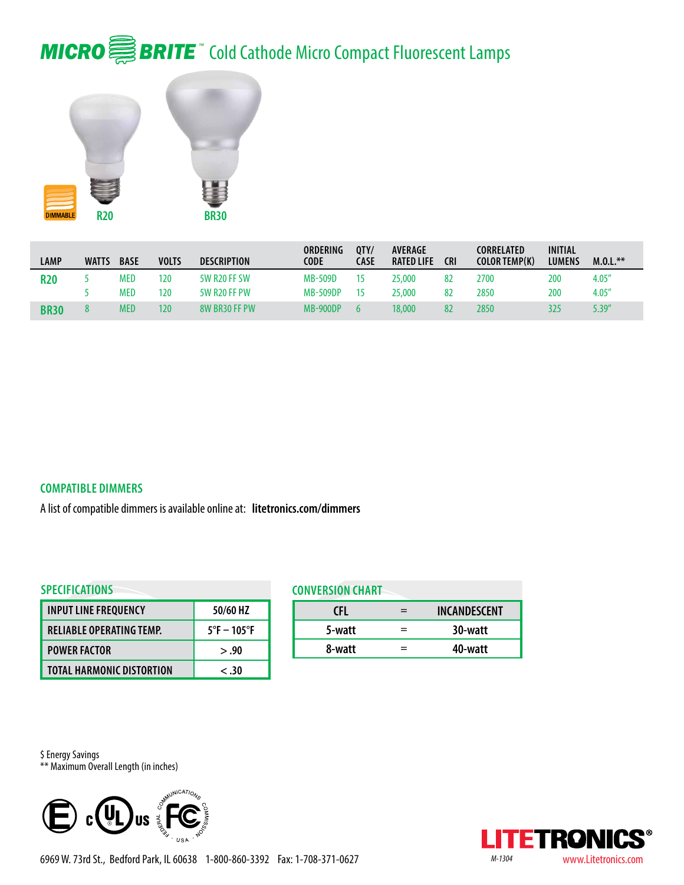# MICRO BRITE™ Cold Cathode Micro Compact Fluorescent Lamps

DIMMABLE R20 BR30

| LAMP | WATTS | BASE | VOLTS | DESCRIPTION | ORDERING CODE | QTY/ CASE | AVERAGE RATED LIFE | CRI | CORRELATED COLOR TEMP(K) | INITIAL LUMENS | M.O.L.** |
|---|---|---|---|---|---|---|---|---|---|---|---|
| R20 | 5 | MED | 120 | 5W R20 FF SW | MB-509D | 15 | 25,000 | 82 | 2700 | 200 | 4.05" |
| | 5 | MED | 120 | 5W R20 FF PW | MB-509DP | 15 | 25,000 | 82 | 2850 | 200 | 4.05" |
| BR30 | 8 | MED | 120 | 8W BR30 FF PW | MB-900DP | 6 | 18,000 | 82 | 2850 | 325 | 5.39" |

## COMPATIBLE DIMMERS

A list of compatible dimmers is available online at: **litetronics.com/dimmers**

## SPECIFICATIONS

| | |
|---|---|
| INPUT LINE FREQUENCY | 50/60 HZ |
| RELIABLE OPERATING TEMP. | 5°F – 105°F |
| POWER FACTOR | > .90 |
| TOTAL HARMONIC DISTORTION | < .30 |

## CONVERSION CHART

| CFL | = | INCANDESCENT |
|---|---|---|
| 5-watt | = | 30-watt |
| 8-watt | = | 40-watt |

$ Energy Savings
** Maximum Overall Length (in inches)

6969 W. 73rd St., Bedford Park, IL 60638 1-800-860-3392 Fax: 1-708-371-0627

LITETRONICS® M-1304 www.Litetronics.com